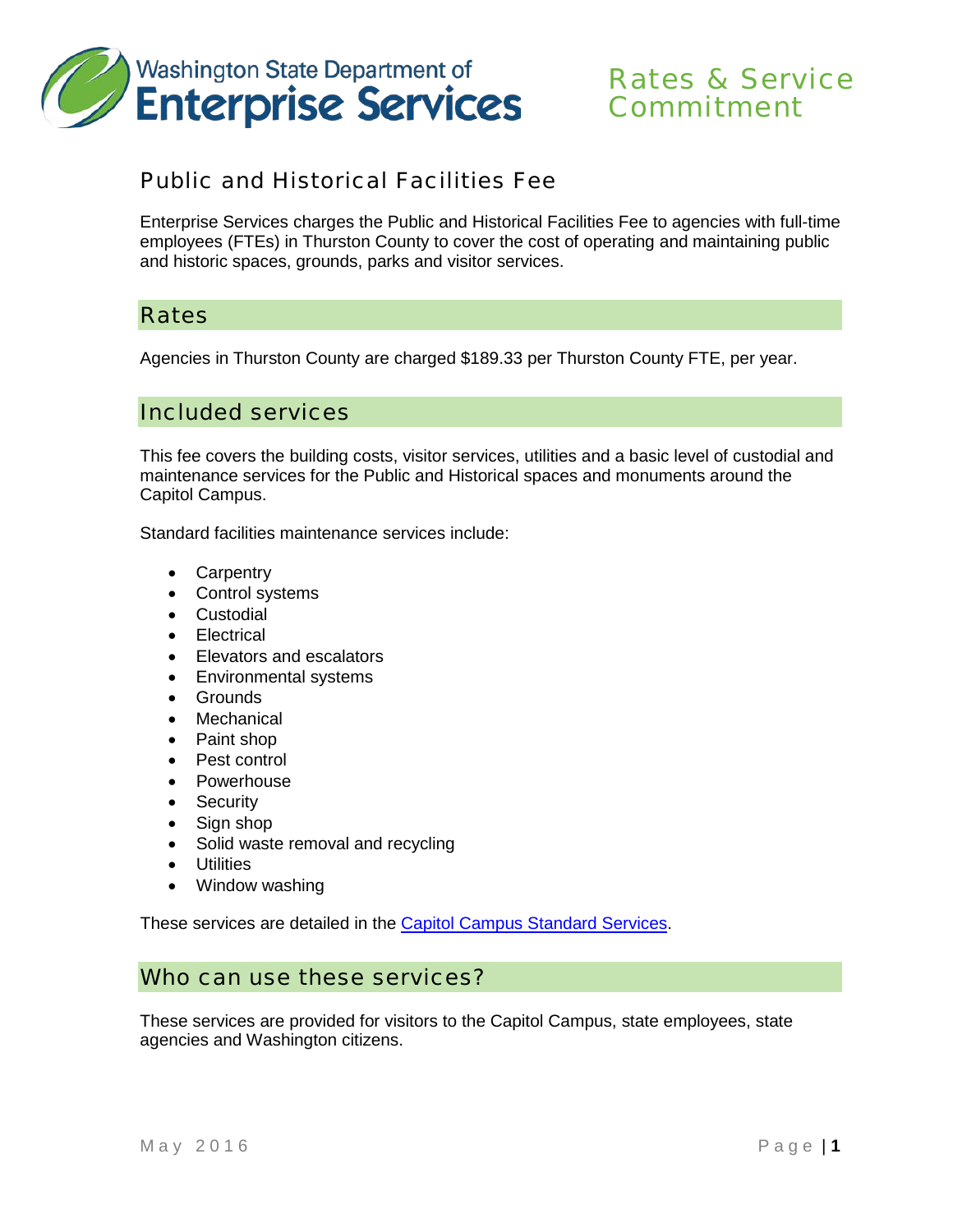Washington State Department of Enterprise Services

# Rates & Service Commitment

## Public and Historical Facilities Fee

Enterprise Services charges the Public and Historical Facilities Fee to agencies with full-time employees (FTEs) in Thurston County to cover the cost of operating and maintaining public and historic spaces, grounds, parks and visitor services.

## Rates

Agencies in Thurston County are charged $189.33 per Thurston County FTE, per year.

## Included services

This fee covers the building costs, visitor services, utilities and a basic level of custodial and maintenance services for the Public and Historical spaces and monuments around the Capitol Campus.

Standard facilities maintenance services include:

- Carpentry
- Control systems
- Custodial
- Electrical
- Elevators and escalators
- Environmental systems
- Grounds
- Mechanical
- Paint shop
- Pest control
- Powerhouse
- Security
- Sign shop
- Solid waste removal and recycling
- Utilities
- Window washing

These services are detailed in the Capitol Campus Standard Services.

## Who can use these services?

These services are provided for visitors to the Capitol Campus, state employees, state agencies and Washington citizens.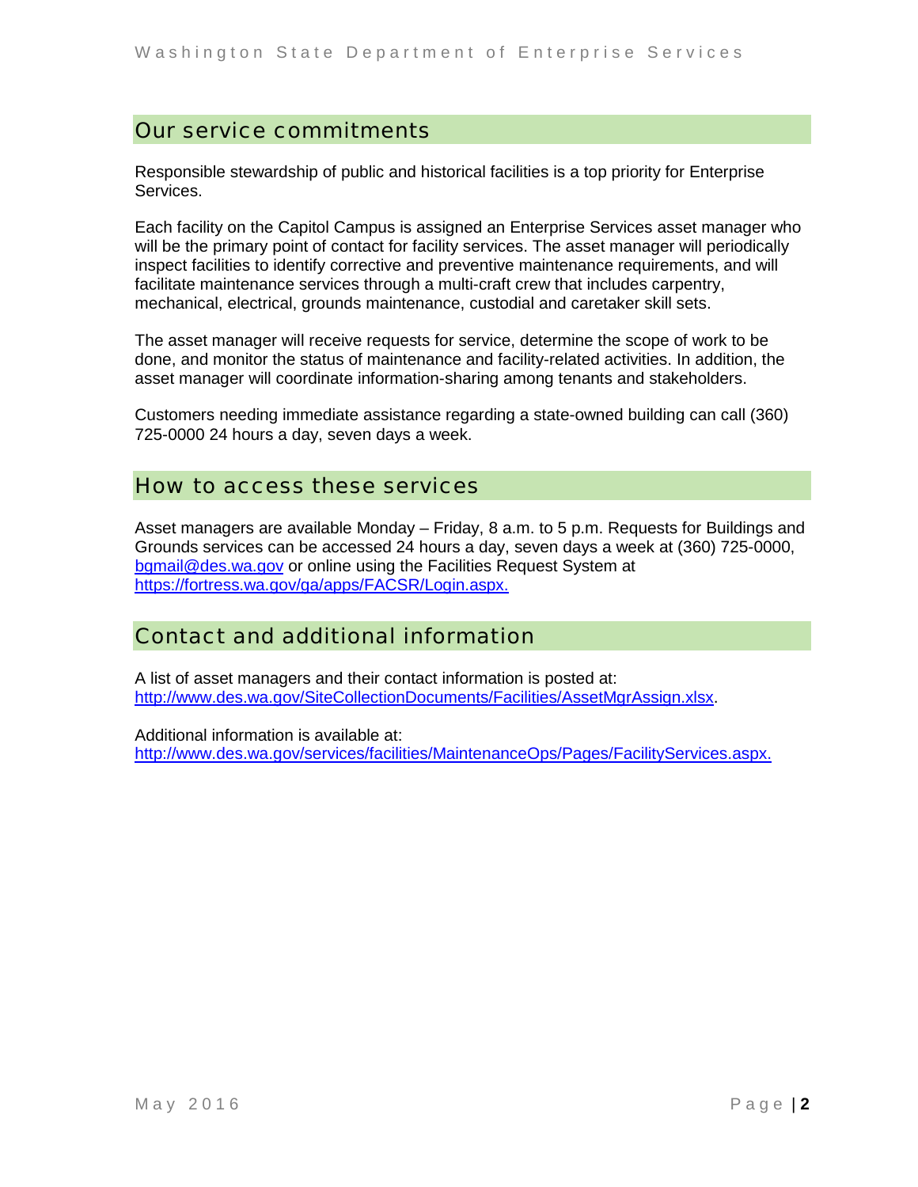## Our service commitments

Responsible stewardship of public and historical facilities is a top priority for Enterprise Services.

Each facility on the Capitol Campus is assigned an Enterprise Services asset manager who will be the primary point of contact for facility services. The asset manager will periodically inspect facilities to identify corrective and preventive maintenance requirements, and will facilitate maintenance services through a multi-craft crew that includes carpentry, mechanical, electrical, grounds maintenance, custodial and caretaker skill sets.

The asset manager will receive requests for service, determine the scope of work to be done, and monitor the status of maintenance and facility-related activities. In addition, the asset manager will coordinate information-sharing among tenants and stakeholders.

Customers needing immediate assistance regarding a state-owned building can call (360) 725-0000 24 hours a day, seven days a week.

## How to access these services

Asset managers are available Monday – Friday, 8 a.m. to 5 p.m. Requests for Buildings and Grounds services can be accessed 24 hours a day, seven days a week at (360) 725-0000, [bgmail@des.wa.gov](mailto:bgmail@des.wa.gov) or online using the Facilities Request System at [https://fortress.wa.gov/ga/apps/FACSR/Login.aspx.](https://fortress.wa.gov/ga/apps/FACSR/Login.aspx)

## Contact and additional information

A list of asset managers and their contact information is posted at: [http://www.des.wa.gov/SiteCollectionDocuments/Facilities/AssetMgrAssign.xlsx](http://www.des.wa.gov/SiteCollectionDocuments/Facilities/AssetMgrAssign.xlsx).

Additional information is available at: [http://www.des.wa.gov/services/facilities/MaintenanceOps/Pages/FacilityServices.aspx.](http://www.des.wa.gov/services/facilities/MaintenanceOps/Pages/FacilityServices.aspx)